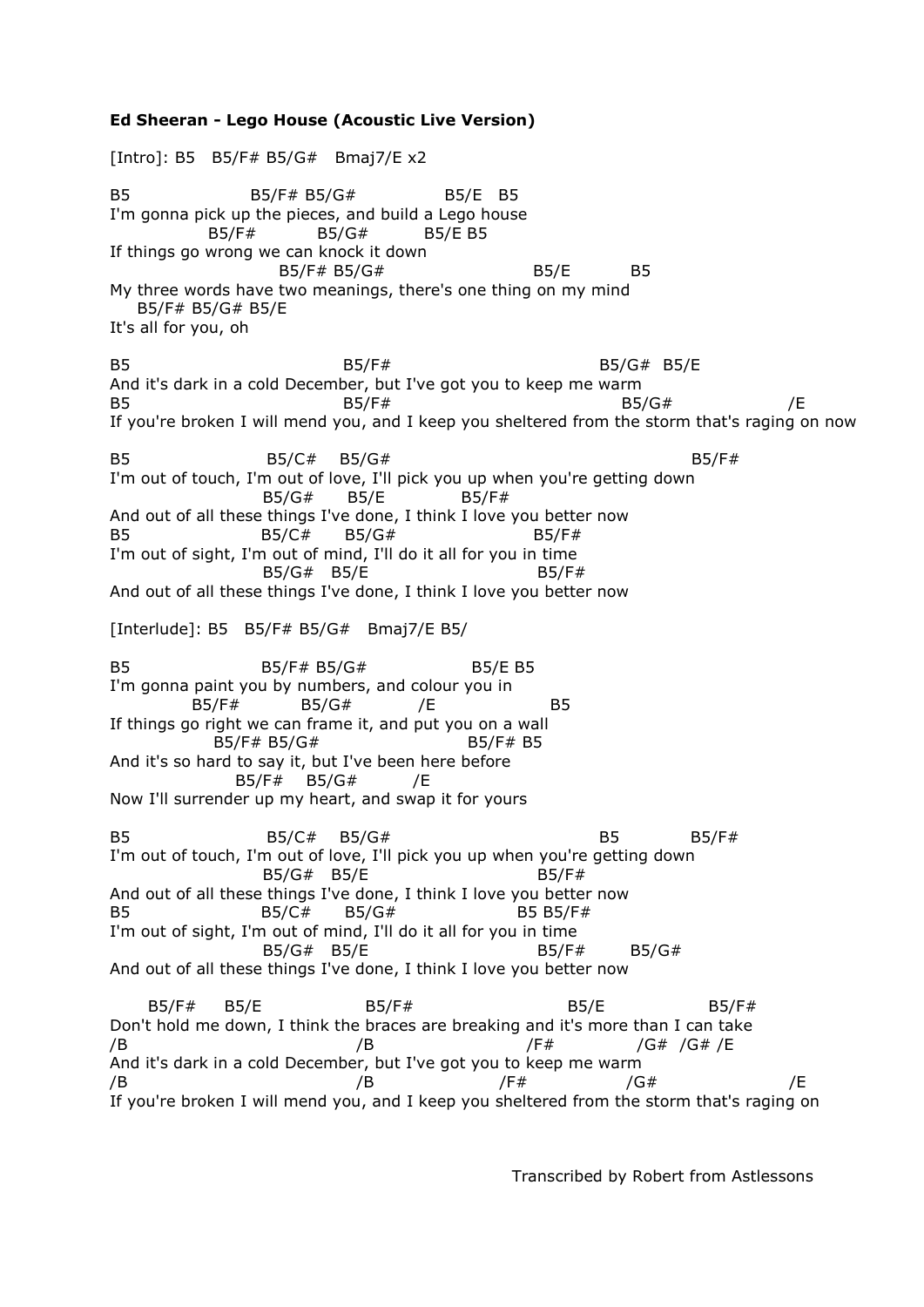**Ed Sheeran - Lego House (Acoustic Live Version)**

```
[Intro]: B5   B5/F# B5/G#   Bmaj7/E x2

B5                  B5/F# B5/G#             B5/E   B5
I'm gonna pick up the pieces, and build a Lego house
             B5/F#          B5/G#         B5/E B5
If things go wrong we can knock it down
                          B5/F# B5/G#                    B5/E          B5
My three words have two meanings, there's one thing on my mind
    B5/F# B5/G# B5/E
It's all for you, oh

B5                             B5/F#                              B5/G#  B5/E
And it's dark in a cold December, but I've got you to keep me warm
B5                             B5/F#                                 B5/G#                    /E
If you're broken I will mend you, and I keep you sheltered from the storm that's raging on now

B5                     B5/C#    B5/G#                                          B5/F#
I'm out of touch, I'm out of love, I'll pick you up when you're getting down
                       B5/G#      B5/E          B5/F#
And out of all these things I've done, I think I love you better now
B5                     B5/C#      B5/G#                 B5/F#
I'm out of sight, I'm out of mind, I'll do it all for you in time
                       B5/G#   B5/E                      B5/F#
And out of all these things I've done, I think I love you better now

[Interlude]: B5   B5/F# B5/G#   Bmaj7/E B5/

B5                     B5/F# B5/G#                 B5/E B5
I'm gonna paint you by numbers, and colour you in
           B5/F#          B5/G#           /E                  B5
If things go right we can frame it, and put you on a wall
                B5/F# B5/G#                      B5/F# B5
And it's so hard to say it, but I've been here before
                  B5/F#    B5/G#        /E
Now I'll surrender up my heart, and swap it for yours

B5                     B5/C#    B5/G#                              B5          B5/F#
I'm out of touch, I'm out of love, I'll pick you up when you're getting down
                       B5/G#   B5/E                      B5/F#
And out of all these things I've done, I think I love you better now
B5                     B5/C#      B5/G#                 B5 B5/F#
I'm out of sight, I'm out of mind, I'll do it all for you in time
                       B5/G#   B5/E                      B5/F#       B5/G#
And out of all these things I've done, I think I love you better now

      B5/F#     B5/E                B5/F#                       B5/E               B5/F#
Don't hold me down, I think the braces are breaking and it's more than I can take
/B                              /B                    /F#              /G#  /G# /E
And it's dark in a cold December, but I've got you to keep me warm
/B                              /B                 /F#               /G#                      /E
If you're broken I will mend you, and I keep you sheltered from the storm that's raging on
```

Transcribed by Robert from Astlessons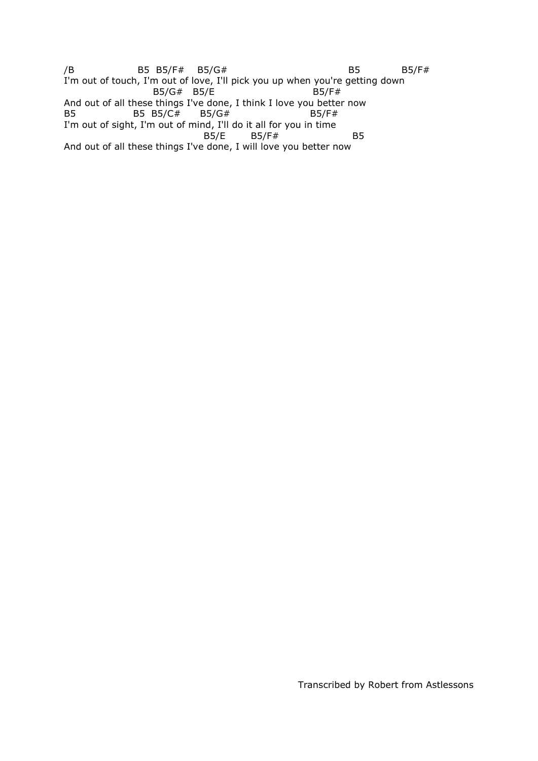```
/B                B5  B5/F#    B5/G#                             B5          B5/F#
I'm out of touch, I'm out of love, I'll pick you up when you're getting down
                 B5/G#   B5/E                       B5/F#
And out of all these things I've done, I think I love you better now
B5              B5  B5/C#     B5/G#                  B5/F#
I'm out of sight, I'm out of mind, I'll do it all for you in time
                            B5/E       B5/F#                  B5
And out of all these things I've done, I will love you better now
```

Transcribed by Robert from Astlessons